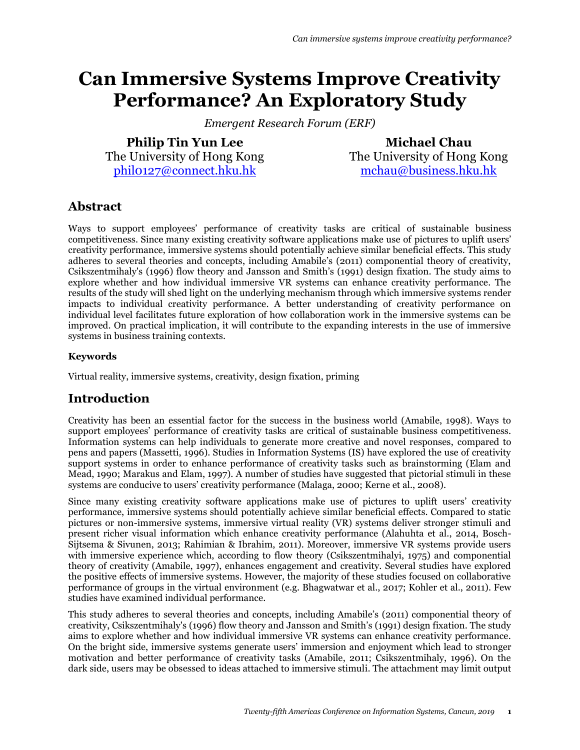# Can Immersive Systems Improve Creativity Performance? An Exploratory Study

*Emergent Research Forum (ERF)*

**Philip Tin Yun Lee**
The University of Hong Kong
phil0127@connect.hku.hk

**Michael Chau**
The University of Hong Kong
mchau@business.hku.hk

## Abstract

Ways to support employees' performance of creativity tasks are critical of sustainable business competitiveness. Since many existing creativity software applications make use of pictures to uplift users' creativity performance, immersive systems should potentially achieve similar beneficial effects. This study adheres to several theories and concepts, including Amabile's (2011) componential theory of creativity, Csikszentmihaly's (1996) flow theory and Jansson and Smith's (1991) design fixation. The study aims to explore whether and how individual immersive VR systems can enhance creativity performance. The results of the study will shed light on the underlying mechanism through which immersive systems render impacts to individual creativity performance. A better understanding of creativity performance on individual level facilitates future exploration of how collaboration work in the immersive systems can be improved. On practical implication, it will contribute to the expanding interests in the use of immersive systems in business training contexts.

### Keywords

Virtual reality, immersive systems, creativity, design fixation, priming

## Introduction

Creativity has been an essential factor for the success in the business world (Amabile, 1998). Ways to support employees' performance of creativity tasks are critical of sustainable business competitiveness. Information systems can help individuals to generate more creative and novel responses, compared to pens and papers (Massetti, 1996). Studies in Information Systems (IS) have explored the use of creativity support systems in order to enhance performance of creativity tasks such as brainstorming (Elam and Mead, 1990; Marakus and Elam, 1997). A number of studies have suggested that pictorial stimuli in these systems are conducive to users' creativity performance (Malaga, 2000; Kerne et al., 2008).

Since many existing creativity software applications make use of pictures to uplift users' creativity performance, immersive systems should potentially achieve similar beneficial effects. Compared to static pictures or non-immersive systems, immersive virtual reality (VR) systems deliver stronger stimuli and present richer visual information which enhance creativity performance (Alahuhta et al., 2014, Bosch-Sijtsema & Sivunen, 2013; Rahimian & Ibrahim, 2011). Moreover, immersive VR systems provide users with immersive experience which, according to flow theory (Csikszentmihalyi, 1975) and componential theory of creativity (Amabile, 1997), enhances engagement and creativity. Several studies have explored the positive effects of immersive systems. However, the majority of these studies focused on collaborative performance of groups in the virtual environment (e.g. Bhagwatwar et al., 2017; Kohler et al., 2011). Few studies have examined individual performance.

This study adheres to several theories and concepts, including Amabile's (2011) componential theory of creativity, Csikszentmihaly's (1996) flow theory and Jansson and Smith's (1991) design fixation. The study aims to explore whether and how individual immersive VR systems can enhance creativity performance. On the bright side, immersive systems generate users' immersion and enjoyment which lead to stronger motivation and better performance of creativity tasks (Amabile, 2011; Csikszentmihaly, 1996). On the dark side, users may be obsessed to ideas attached to immersive stimuli. The attachment may limit output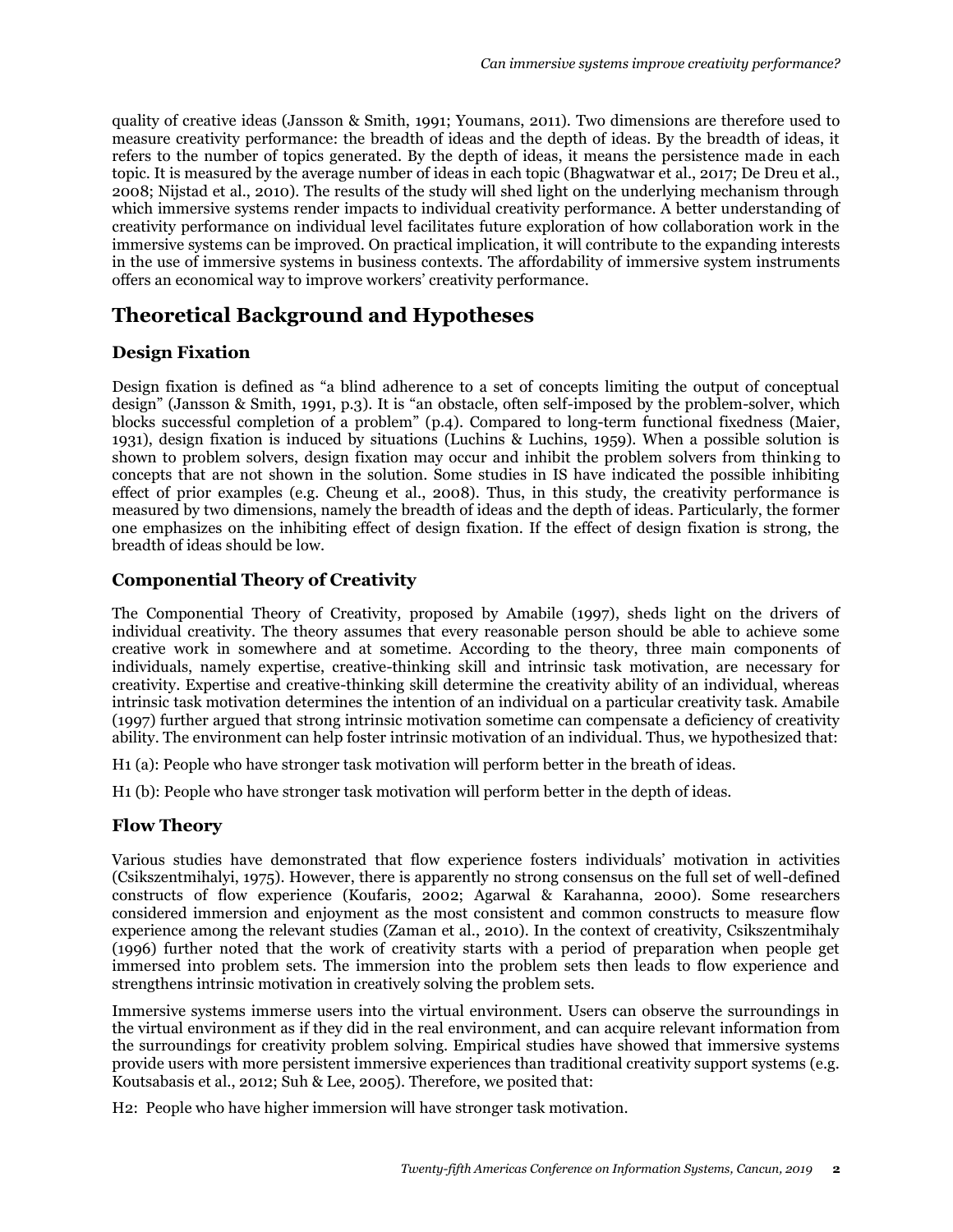quality of creative ideas (Jansson & Smith, 1991; Youmans, 2011). Two dimensions are therefore used to measure creativity performance: the breadth of ideas and the depth of ideas. By the breadth of ideas, it refers to the number of topics generated. By the depth of ideas, it means the persistence made in each topic. It is measured by the average number of ideas in each topic (Bhagwatwar et al., 2017; De Dreu et al., 2008; Nijstad et al., 2010). The results of the study will shed light on the underlying mechanism through which immersive systems render impacts to individual creativity performance. A better understanding of creativity performance on individual level facilitates future exploration of how collaboration work in the immersive systems can be improved. On practical implication, it will contribute to the expanding interests in the use of immersive systems in business contexts. The affordability of immersive system instruments offers an economical way to improve workers' creativity performance.

# Theoretical Background and Hypotheses

## Design Fixation

Design fixation is defined as "a blind adherence to a set of concepts limiting the output of conceptual design" (Jansson & Smith, 1991, p.3). It is "an obstacle, often self-imposed by the problem-solver, which blocks successful completion of a problem" (p.4). Compared to long-term functional fixedness (Maier, 1931), design fixation is induced by situations (Luchins & Luchins, 1959). When a possible solution is shown to problem solvers, design fixation may occur and inhibit the problem solvers from thinking to concepts that are not shown in the solution. Some studies in IS have indicated the possible inhibiting effect of prior examples (e.g. Cheung et al., 2008). Thus, in this study, the creativity performance is measured by two dimensions, namely the breadth of ideas and the depth of ideas. Particularly, the former one emphasizes on the inhibiting effect of design fixation. If the effect of design fixation is strong, the breadth of ideas should be low.

## Componential Theory of Creativity

The Componential Theory of Creativity, proposed by Amabile (1997), sheds light on the drivers of individual creativity. The theory assumes that every reasonable person should be able to achieve some creative work in somewhere and at sometime. According to the theory, three main components of individuals, namely expertise, creative-thinking skill and intrinsic task motivation, are necessary for creativity. Expertise and creative-thinking skill determine the creativity ability of an individual, whereas intrinsic task motivation determines the intention of an individual on a particular creativity task. Amabile (1997) further argued that strong intrinsic motivation sometime can compensate a deficiency of creativity ability. The environment can help foster intrinsic motivation of an individual. Thus, we hypothesized that:

H1 (a): People who have stronger task motivation will perform better in the breath of ideas.

H1 (b): People who have stronger task motivation will perform better in the depth of ideas.

## Flow Theory

Various studies have demonstrated that flow experience fosters individuals' motivation in activities (Csikszentmihalyi, 1975). However, there is apparently no strong consensus on the full set of well-defined constructs of flow experience (Koufaris, 2002; Agarwal & Karahanna, 2000). Some researchers considered immersion and enjoyment as the most consistent and common constructs to measure flow experience among the relevant studies (Zaman et al., 2010). In the context of creativity, Csikszentmihaly (1996) further noted that the work of creativity starts with a period of preparation when people get immersed into problem sets. The immersion into the problem sets then leads to flow experience and strengthens intrinsic motivation in creatively solving the problem sets.

Immersive systems immerse users into the virtual environment. Users can observe the surroundings in the virtual environment as if they did in the real environment, and can acquire relevant information from the surroundings for creativity problem solving. Empirical studies have showed that immersive systems provide users with more persistent immersive experiences than traditional creativity support systems (e.g. Koutsabasis et al., 2012; Suh & Lee, 2005). Therefore, we posited that:

H2: People who have higher immersion will have stronger task motivation.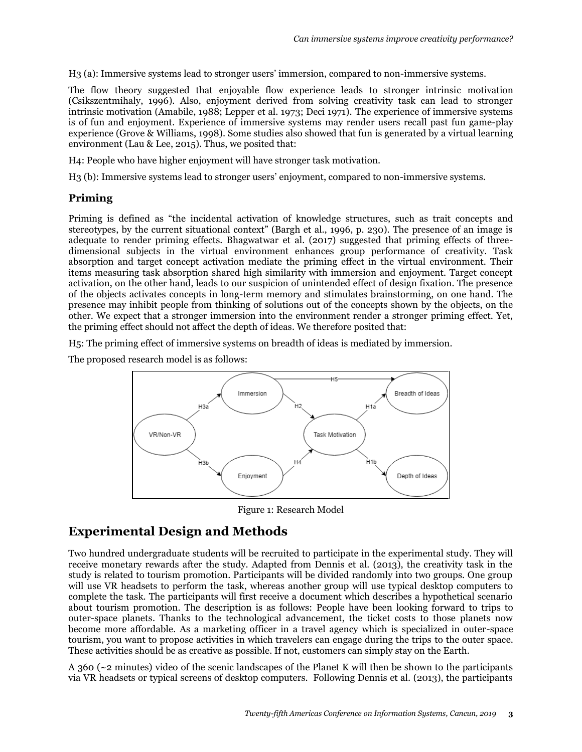H3 (a): Immersive systems lead to stronger users' immersion, compared to non-immersive systems.

The flow theory suggested that enjoyable flow experience leads to stronger intrinsic motivation (Csikszentmihaly, 1996). Also, enjoyment derived from solving creativity task can lead to stronger intrinsic motivation (Amabile, 1988; Lepper et al. 1973; Deci 1971). The experience of immersive systems is of fun and enjoyment. Experience of immersive systems may render users recall past fun game-play experience (Grove & Williams, 1998). Some studies also showed that fun is generated by a virtual learning environment (Lau & Lee, 2015). Thus, we posited that:

H4: People who have higher enjoyment will have stronger task motivation.

H3 (b): Immersive systems lead to stronger users' enjoyment, compared to non-immersive systems.

### Priming

Priming is defined as "the incidental activation of knowledge structures, such as trait concepts and stereotypes, by the current situational context" (Bargh et al., 1996, p. 230). The presence of an image is adequate to render priming effects. Bhagwatwar et al. (2017) suggested that priming effects of three-dimensional subjects in the virtual environment enhances group performance of creativity. Task absorption and target concept activation mediate the priming effect in the virtual environment. Their items measuring task absorption shared high similarity with immersion and enjoyment. Target concept activation, on the other hand, leads to our suspicion of unintended effect of design fixation. The presence of the objects activates concepts in long-term memory and stimulates brainstorming, on one hand. The presence may inhibit people from thinking of solutions out of the concepts shown by the objects, on the other. We expect that a stronger immersion into the environment render a stronger priming effect. Yet, the priming effect should not affect the depth of ideas. We therefore posited that:

H5: The priming effect of immersive systems on breadth of ideas is mediated by immersion.

The proposed research model is as follows:

Figure 1: Research Model

## Experimental Design and Methods

Two hundred undergraduate students will be recruited to participate in the experimental study. They will receive monetary rewards after the study. Adapted from Dennis et al. (2013), the creativity task in the study is related to tourism promotion. Participants will be divided randomly into two groups. One group will use VR headsets to perform the task, whereas another group will use typical desktop computers to complete the task. The participants will first receive a document which describes a hypothetical scenario about tourism promotion. The description is as follows: People have been looking forward to trips to outer-space planets. Thanks to the technological advancement, the ticket costs to those planets now become more affordable. As a marketing officer in a travel agency which is specialized in outer-space tourism, you want to propose activities in which travelers can engage during the trips to the outer space. These activities should be as creative as possible. If not, customers can simply stay on the Earth.

A 360 (~2 minutes) video of the scenic landscapes of the Planet K will then be shown to the participants via VR headsets or typical screens of desktop computers. Following Dennis et al. (2013), the participants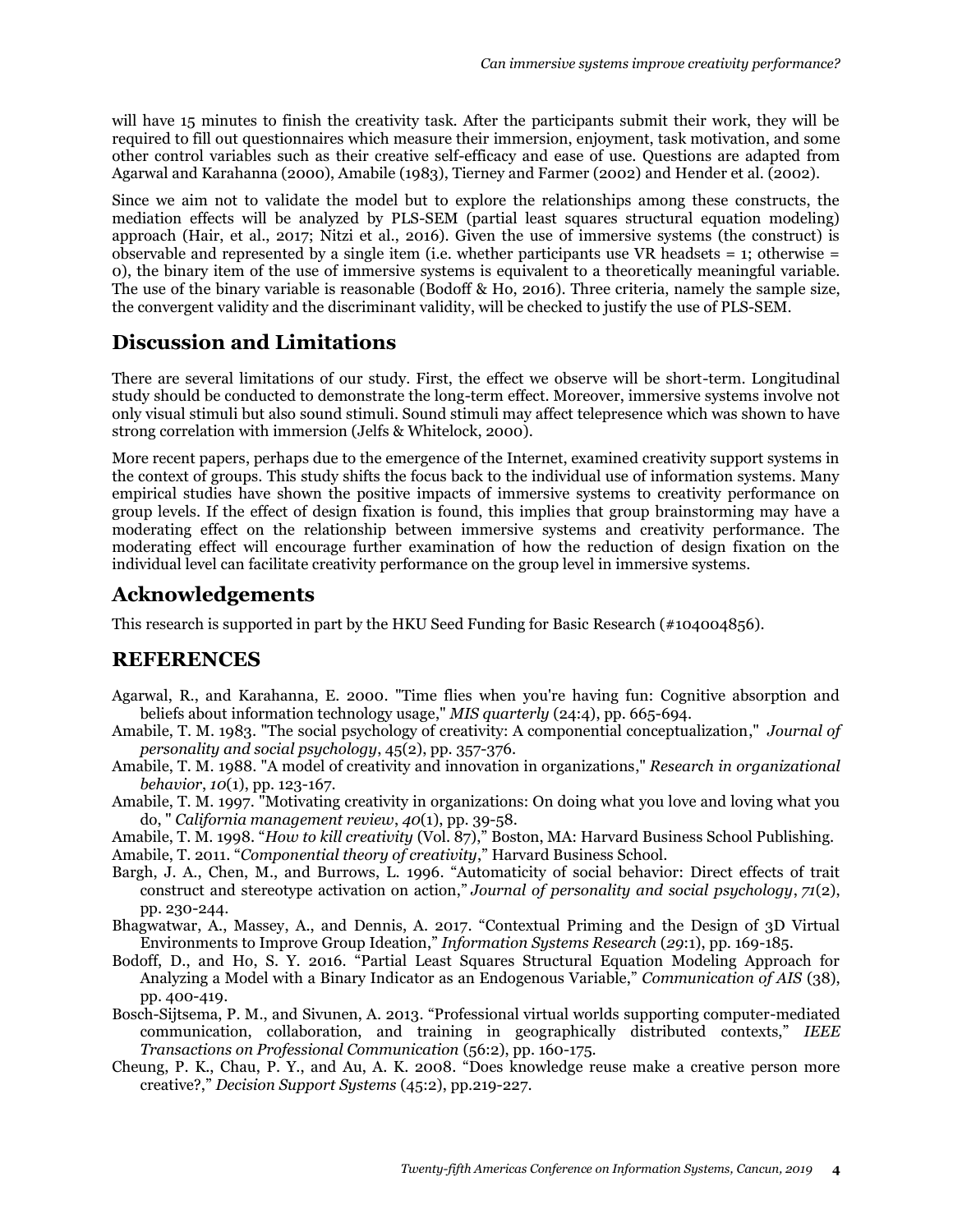will have 15 minutes to finish the creativity task. After the participants submit their work, they will be required to fill out questionnaires which measure their immersion, enjoyment, task motivation, and some other control variables such as their creative self-efficacy and ease of use. Questions are adapted from Agarwal and Karahanna (2000), Amabile (1983), Tierney and Farmer (2002) and Hender et al. (2002).

Since we aim not to validate the model but to explore the relationships among these constructs, the mediation effects will be analyzed by PLS-SEM (partial least squares structural equation modeling) approach (Hair, et al., 2017; Nitzi et al., 2016). Given the use of immersive systems (the construct) is observable and represented by a single item (i.e. whether participants use VR headsets = 1; otherwise = 0), the binary item of the use of immersive systems is equivalent to a theoretically meaningful variable. The use of the binary variable is reasonable (Bodoff & Ho, 2016). Three criteria, namely the sample size, the convergent validity and the discriminant validity, will be checked to justify the use of PLS-SEM.

## Discussion and Limitations

There are several limitations of our study. First, the effect we observe will be short-term. Longitudinal study should be conducted to demonstrate the long-term effect. Moreover, immersive systems involve not only visual stimuli but also sound stimuli. Sound stimuli may affect telepresence which was shown to have strong correlation with immersion (Jelfs & Whitelock, 2000).

More recent papers, perhaps due to the emergence of the Internet, examined creativity support systems in the context of groups. This study shifts the focus back to the individual use of information systems. Many empirical studies have shown the positive impacts of immersive systems to creativity performance on group levels. If the effect of design fixation is found, this implies that group brainstorming may have a moderating effect on the relationship between immersive systems and creativity performance. The moderating effect will encourage further examination of how the reduction of design fixation on the individual level can facilitate creativity performance on the group level in immersive systems.

## Acknowledgements

This research is supported in part by the HKU Seed Funding for Basic Research (#104004856).

## REFERENCES

Agarwal, R., and Karahanna, E. 2000. "Time flies when you're having fun: Cognitive absorption and beliefs about information technology usage," *MIS quarterly* (24:4), pp. 665-694.

Amabile, T. M. 1983. "The social psychology of creativity: A componential conceptualization," *Journal of personality and social psychology*, 45(2), pp. 357-376.

Amabile, T. M. 1988. "A model of creativity and innovation in organizations," *Research in organizational behavior*, *10*(1), pp. 123-167.

Amabile, T. M. 1997. "Motivating creativity in organizations: On doing what you love and loving what you do, " *California management review*, *40*(1), pp. 39-58.

Amabile, T. M. 1998. "*How to kill creativity* (Vol. 87)," Boston, MA: Harvard Business School Publishing.

Amabile, T. 2011. "*Componential theory of creativity*," Harvard Business School.

Bargh, J. A., Chen, M., and Burrows, L. 1996. "Automaticity of social behavior: Direct effects of trait construct and stereotype activation on action," *Journal of personality and social psychology*, *71*(2), pp. 230-244.

Bhagwatwar, A., Massey, A., and Dennis, A. 2017. "Contextual Priming and the Design of 3D Virtual Environments to Improve Group Ideation," *Information Systems Research* (*29*:1), pp. 169-185.

Bodoff, D., and Ho, S. Y. 2016. "Partial Least Squares Structural Equation Modeling Approach for Analyzing a Model with a Binary Indicator as an Endogenous Variable," *Communication of AIS* (38), pp. 400-419.

Bosch-Sijtsema, P. M., and Sivunen, A. 2013. "Professional virtual worlds supporting computer-mediated communication, collaboration, and training in geographically distributed contexts," *IEEE Transactions on Professional Communication* (56:2), pp. 160-175.

Cheung, P. K., Chau, P. Y., and Au, A. K. 2008. "Does knowledge reuse make a creative person more creative?," *Decision Support Systems* (45:2), pp.219-227.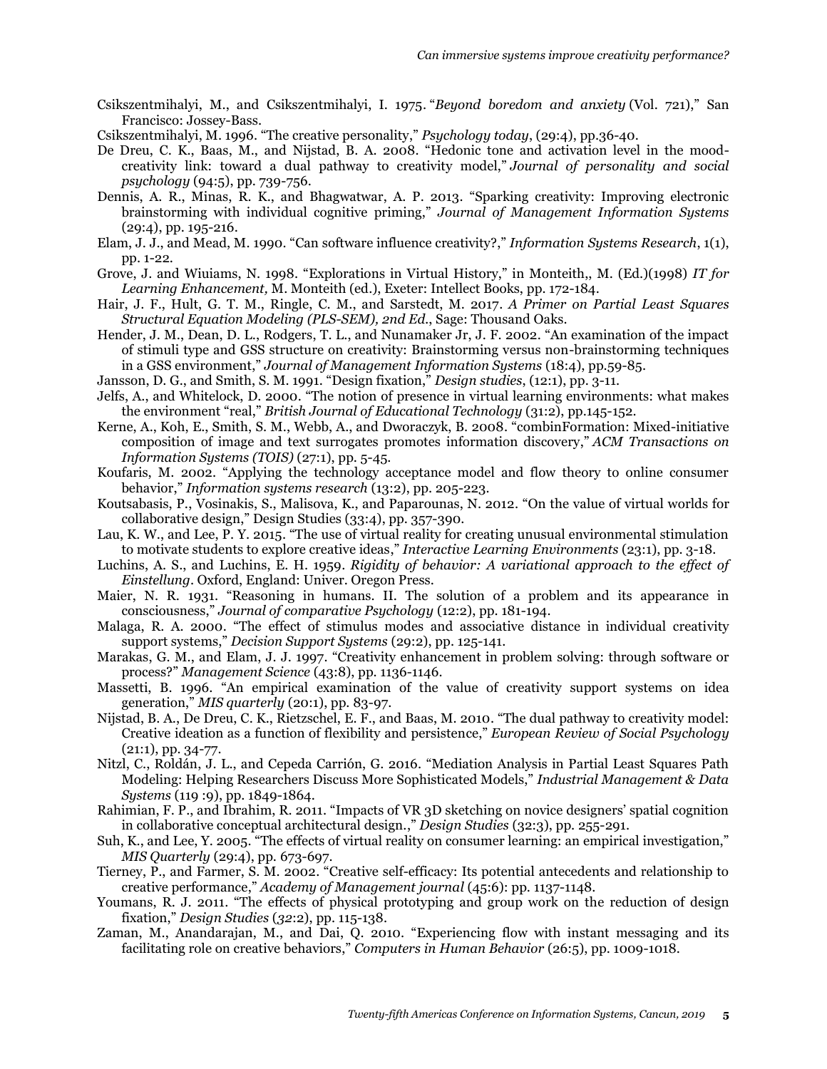Csikszentmihalyi, M., and Csikszentmihalyi, I. 1975. "*Beyond boredom and anxiety* (Vol. 721)," San Francisco: Jossey-Bass.

Csikszentmihalyi, M. 1996. "The creative personality," *Psychology today*, (29:4), pp.36-40.

De Dreu, C. K., Baas, M., and Nijstad, B. A. 2008. "Hedonic tone and activation level in the mood-creativity link: toward a dual pathway to creativity model," *Journal of personality and social psychology* (94:5), pp. 739-756.

Dennis, A. R., Minas, R. K., and Bhagwatwar, A. P. 2013. "Sparking creativity: Improving electronic brainstorming with individual cognitive priming," *Journal of Management Information Systems* (29:4), pp. 195-216.

Elam, J. J., and Mead, M. 1990. "Can software influence creativity?," *Information Systems Research*, 1(1), pp. 1-22.

Grove, J. and Wiuiams, N. 1998. "Explorations in Virtual History," in Monteith,, M. (Ed.)(1998) *IT for Learning Enhancement,* M. Monteith (ed.), Exeter: Intellect Books, pp. 172-184.

Hair, J. F., Hult, G. T. M., Ringle, C. M., and Sarstedt, M. 2017. *A Primer on Partial Least Squares Structural Equation Modeling (PLS-SEM), 2nd Ed.*, Sage: Thousand Oaks.

Hender, J. M., Dean, D. L., Rodgers, T. L., and Nunamaker Jr, J. F. 2002. "An examination of the impact of stimuli type and GSS structure on creativity: Brainstorming versus non-brainstorming techniques in a GSS environment," *Journal of Management Information Systems* (18:4), pp.59-85.

Jansson, D. G., and Smith, S. M. 1991. "Design fixation," *Design studies*, (12:1), pp. 3-11.

Jelfs, A., and Whitelock, D. 2000. "The notion of presence in virtual learning environments: what makes the environment "real," *British Journal of Educational Technology* (31:2), pp.145-152.

Kerne, A., Koh, E., Smith, S. M., Webb, A., and Dworaczyk, B. 2008. "combinFormation: Mixed-initiative composition of image and text surrogates promotes information discovery," *ACM Transactions on Information Systems (TOIS)* (27:1), pp. 5-45.

Koufaris, M. 2002. "Applying the technology acceptance model and flow theory to online consumer behavior," *Information systems research* (13:2), pp. 205-223.

Koutsabasis, P., Vosinakis, S., Malisova, K., and Paparounas, N. 2012. "On the value of virtual worlds for collaborative design," Design Studies (33:4), pp. 357-390.

Lau, K. W., and Lee, P. Y. 2015. "The use of virtual reality for creating unusual environmental stimulation to motivate students to explore creative ideas," *Interactive Learning Environments* (23:1), pp. 3-18.

Luchins, A. S., and Luchins, E. H. 1959. *Rigidity of behavior: A variational approach to the effect of Einstellung*. Oxford, England: Univer. Oregon Press.

Maier, N. R. 1931. "Reasoning in humans. II. The solution of a problem and its appearance in consciousness," *Journal of comparative Psychology* (12:2), pp. 181-194.

Malaga, R. A. 2000. "The effect of stimulus modes and associative distance in individual creativity support systems," *Decision Support Systems* (29:2), pp. 125-141.

Marakas, G. M., and Elam, J. J. 1997. "Creativity enhancement in problem solving: through software or process?" *Management Science* (43:8), pp. 1136-1146.

Massetti, B. 1996. "An empirical examination of the value of creativity support systems on idea generation," *MIS quarterly* (20:1), pp. 83-97.

Nijstad, B. A., De Dreu, C. K., Rietzschel, E. F., and Baas, M. 2010. "The dual pathway to creativity model: Creative ideation as a function of flexibility and persistence," *European Review of Social Psychology* (21:1), pp. 34-77.

Nitzl, C., Roldán, J. L., and Cepeda Carrión, G. 2016. "Mediation Analysis in Partial Least Squares Path Modeling: Helping Researchers Discuss More Sophisticated Models," *Industrial Management & Data Systems* (119 :9), pp. 1849-1864.

Rahimian, F. P., and Ibrahim, R. 2011. "Impacts of VR 3D sketching on novice designers' spatial cognition in collaborative conceptual architectural design.," *Design Studies* (32:3), pp. 255-291.

Suh, K., and Lee, Y. 2005. "The effects of virtual reality on consumer learning: an empirical investigation," *MIS Quarterly* (29:4), pp. 673-697.

Tierney, P., and Farmer, S. M. 2002. "Creative self-efficacy: Its potential antecedents and relationship to creative performance," *Academy of Management journal* (45:6): pp. 1137-1148.

Youmans, R. J. 2011. "The effects of physical prototyping and group work on the reduction of design fixation," *Design Studies* (*32*:2), pp. 115-138.

Zaman, M., Anandarajan, M., and Dai, Q. 2010. "Experiencing flow with instant messaging and its facilitating role on creative behaviors," *Computers in Human Behavior* (26:5), pp. 1009-1018.